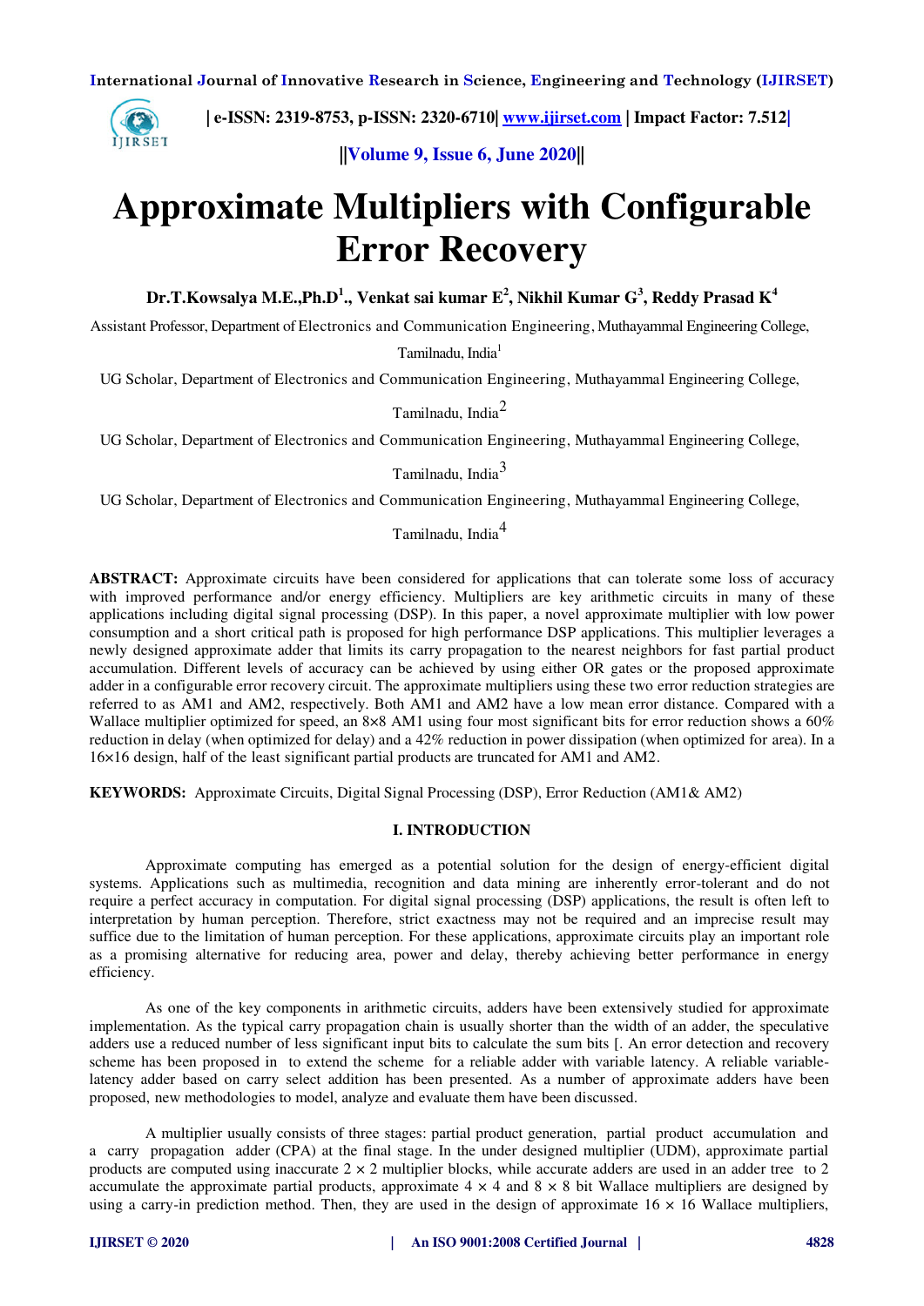# Approximate Multipliers with Configurable Error Recovery

**Dr.T.Kowsalya M.E.,Ph.D[1]., Venkat sai kumar E[2], Nikhil Kumar G[3], Reddy Prasad K[4]**

Assistant Professor, Department of Electronics and Communication Engineering, Muthayammal Engineering College, Tamilnadu, India[1]

UG Scholar, Department of Electronics and Communication Engineering, Muthayammal Engineering College, Tamilnadu, India[2]

UG Scholar, Department of Electronics and Communication Engineering, Muthayammal Engineering College, Tamilnadu, India[3]

UG Scholar, Department of Electronics and Communication Engineering, Muthayammal Engineering College, Tamilnadu, India[4]

**ABSTRACT:** Approximate circuits have been considered for applications that can tolerate some loss of accuracy with improved performance and/or energy efficiency. Multipliers are key arithmetic circuits in many of these applications including digital signal processing (DSP). In this paper, a novel approximate multiplier with low power consumption and a short critical path is proposed for high performance DSP applications. This multiplier leverages a newly designed approximate adder that limits its carry propagation to the nearest neighbors for fast partial product accumulation. Different levels of accuracy can be achieved by using either OR gates or the proposed approximate adder in a configurable error recovery circuit. The approximate multipliers using these two error reduction strategies are referred to as AM1 and AM2, respectively. Both AM1 and AM2 have a low mean error distance. Compared with a Wallace multiplier optimized for speed, an 8×8 AM1 using four most significant bits for error reduction shows a 60% reduction in delay (when optimized for delay) and a 42% reduction in power dissipation (when optimized for area). In a 16×16 design, half of the least significant partial products are truncated for AM1 and AM2.

**KEYWORDS:** Approximate Circuits, Digital Signal Processing (DSP), Error Reduction (AM1& AM2)

## I. INTRODUCTION

Approximate computing has emerged as a potential solution for the design of energy-efficient digital systems. Applications such as multimedia, recognition and data mining are inherently error-tolerant and do not require a perfect accuracy in computation. For digital signal processing (DSP) applications, the result is often left to interpretation by human perception. Therefore, strict exactness may not be required and an imprecise result may suffice due to the limitation of human perception. For these applications, approximate circuits play an important role as a promising alternative for reducing area, power and delay, thereby achieving better performance in energy efficiency.

As one of the key components in arithmetic circuits, adders have been extensively studied for approximate implementation. As the typical carry propagation chain is usually shorter than the width of an adder, the speculative adders use a reduced number of less significant input bits to calculate the sum bits [. An error detection and recovery scheme has been proposed in to extend the scheme for a reliable adder with variable latency. A reliable variable-latency adder based on carry select addition has been presented. As a number of approximate adders have been proposed, new methodologies to model, analyze and evaluate them have been discussed.

A multiplier usually consists of three stages: partial product generation, partial product accumulation and a carry propagation adder (CPA) at the final stage. In the under designed multiplier (UDM), approximate partial products are computed using inaccurate 2 × 2 multiplier blocks, while accurate adders are used in an adder tree to 2 accumulate the approximate partial products, approximate 4 × 4 and 8 × 8 bit Wallace multipliers are designed by using a carry-in prediction method. Then, they are used in the design of approximate 16 × 16 Wallace multipliers,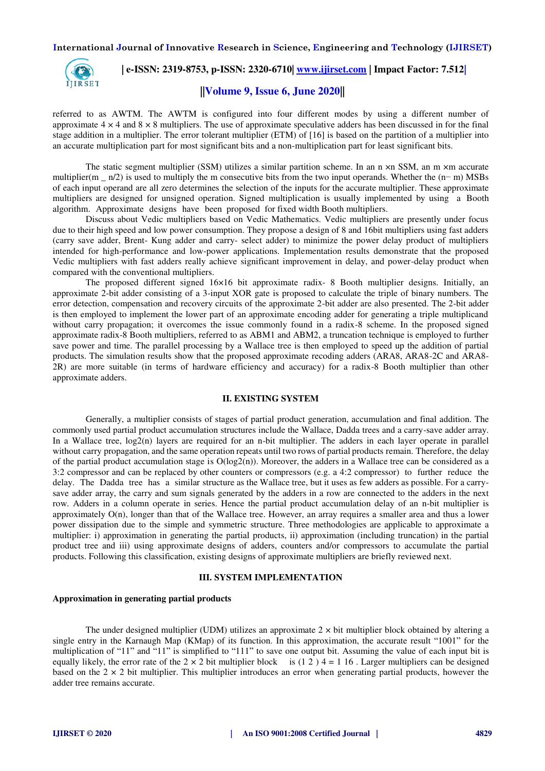referred to as AWTM. The AWTM is configured into four different modes by using a different number of approximate 4 × 4 and 8 × 8 multipliers. The use of approximate speculative adders has been discussed in for the final stage addition in a multiplier. The error tolerant multiplier (ETM) of [16] is based on the partition of a multiplier into an accurate multiplication part for most significant bits and a non-multiplication part for least significant bits.

The static segment multiplier (SSM) utilizes a similar partition scheme. In an n ×n SSM, an m ×m accurate multiplier(m _ n/2) is used to multiply the m consecutive bits from the two input operands. Whether the (n− m) MSBs of each input operand are all zero determines the selection of the inputs for the accurate multiplier. These approximate multipliers are designed for unsigned operation. Signed multiplication is usually implemented by using a Booth algorithm. Approximate designs have been proposed for fixed width Booth multipliers.

Discuss about Vedic multipliers based on Vedic Mathematics. Vedic multipliers are presently under focus due to their high speed and low power consumption. They propose a design of 8 and 16bit multipliers using fast adders (carry save adder, Brent- Kung adder and carry- select adder) to minimize the power delay product of multipliers intended for high-performance and low-power applications. Implementation results demonstrate that the proposed Vedic multipliers with fast adders really achieve significant improvement in delay, and power-delay product when compared with the conventional multipliers.

The proposed different signed 16×16 bit approximate radix- 8 Booth multiplier designs. Initially, an approximate 2-bit adder consisting of a 3-input XOR gate is proposed to calculate the triple of binary numbers. The error detection, compensation and recovery circuits of the approximate 2-bit adder are also presented. The 2-bit adder is then employed to implement the lower part of an approximate encoding adder for generating a triple multiplicand without carry propagation; it overcomes the issue commonly found in a radix-8 scheme. In the proposed signed approximate radix-8 Booth multipliers, referred to as ABM1 and ABM2, a truncation technique is employed to further save power and time. The parallel processing by a Wallace tree is then employed to speed up the addition of partial products. The simulation results show that the proposed approximate recoding adders (ARA8, ARA8-2C and ARA8-2R) are more suitable (in terms of hardware efficiency and accuracy) for a radix-8 Booth multiplier than other approximate adders.

## II. EXISTING SYSTEM

Generally, a multiplier consists of stages of partial product generation, accumulation and final addition. The commonly used partial product accumulation structures include the Wallace, Dadda trees and a carry-save adder array. In a Wallace tree, log2(n) layers are required for an n-bit multiplier. The adders in each layer operate in parallel without carry propagation, and the same operation repeats until two rows of partial products remain. Therefore, the delay of the partial product accumulation stage is O(log2(n)). Moreover, the adders in a Wallace tree can be considered as a 3:2 compressor and can be replaced by other counters or compressors (e.g. a 4:2 compressor) to further reduce the delay. The Dadda tree has a similar structure as the Wallace tree, but it uses as few adders as possible. For a carry-save adder array, the carry and sum signals generated by the adders in a row are connected to the adders in the next row. Adders in a column operate in series. Hence the partial product accumulation delay of an n-bit multiplier is approximately O(n), longer than that of the Wallace tree. However, an array requires a smaller area and thus a lower power dissipation due to the simple and symmetric structure. Three methodologies are applicable to approximate a multiplier: i) approximation in generating the partial products, ii) approximation (including truncation) in the partial product tree and iii) using approximate designs of adders, counters and/or compressors to accumulate the partial products. Following this classification, existing designs of approximate multipliers are briefly reviewed next.

## III. SYSTEM IMPLEMENTATION

**Approximation in generating partial products**

The under designed multiplier (UDM) utilizes an approximate 2 × bit multiplier block obtained by altering a single entry in the Karnaugh Map (KMap) of its function. In this approximation, the accurate result "1001" for the multiplication of "11" and "11" is simplified to "111" to save one output bit. Assuming the value of each input bit is equally likely, the error rate of the 2 × 2 bit multiplier block is (1 2 ) 4 = 1 16 . Larger multipliers can be designed based on the 2 × 2 bit multiplier. This multiplier introduces an error when generating partial products, however the adder tree remains accurate.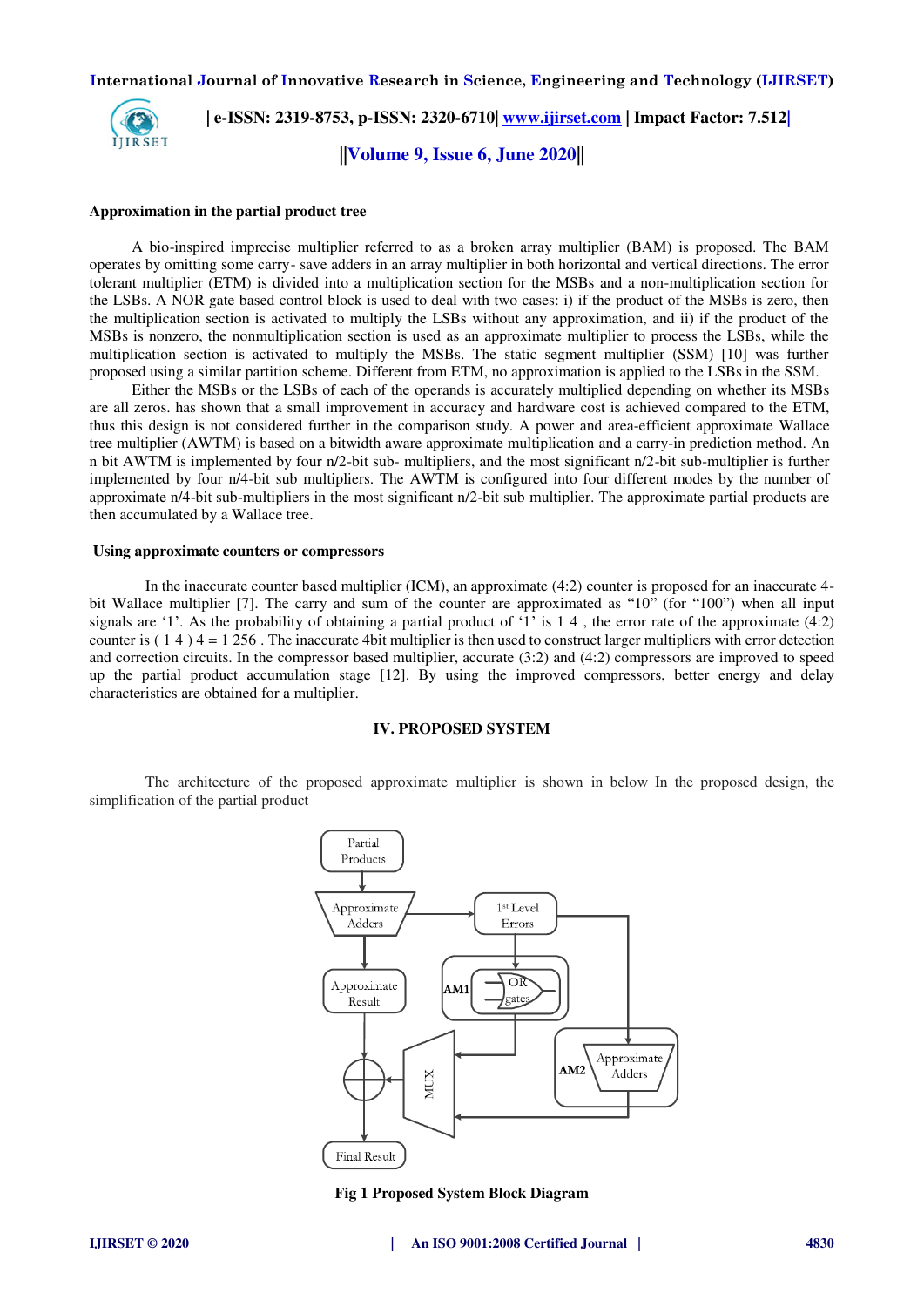**Approximation in the partial product tree**

A bio-inspired imprecise multiplier referred to as a broken array multiplier (BAM) is proposed. The BAM operates by omitting some carry- save adders in an array multiplier in both horizontal and vertical directions. The error tolerant multiplier (ETM) is divided into a multiplication section for the MSBs and a non-multiplication section for the LSBs. A NOR gate based control block is used to deal with two cases: i) if the product of the MSBs is zero, then the multiplication section is activated to multiply the LSBs without any approximation, and ii) if the product of the MSBs is nonzero, the nonmultiplication section is used as an approximate multiplier to process the LSBs, while the multiplication section is activated to multiply the MSBs. The static segment multiplier (SSM) [10] was further proposed using a similar partition scheme. Different from ETM, no approximation is applied to the LSBs in the SSM.

Either the MSBs or the LSBs of each of the operands is accurately multiplied depending on whether its MSBs are all zeros. has shown that a small improvement in accuracy and hardware cost is achieved compared to the ETM, thus this design is not considered further in the comparison study. A power and area-efficient approximate Wallace tree multiplier (AWTM) is based on a bitwidth aware approximate multiplication and a carry-in prediction method. An n bit AWTM is implemented by four n/2-bit sub- multipliers, and the most significant n/2-bit sub-multiplier is further implemented by four n/4-bit sub multipliers. The AWTM is configured into four different modes by the number of approximate n/4-bit sub-multipliers in the most significant n/2-bit sub multiplier. The approximate partial products are then accumulated by a Wallace tree.

**Using approximate counters or compressors**

In the inaccurate counter based multiplier (ICM), an approximate (4:2) counter is proposed for an inaccurate 4-bit Wallace multiplier [7]. The carry and sum of the counter are approximated as "10" (for "100") when all input signals are '1'. As the probability of obtaining a partial product of '1' is 1 4 , the error rate of the approximate (4:2) counter is ( 1 4 ) 4 = 1 256 . The inaccurate 4bit multiplier is then used to construct larger multipliers with error detection and correction circuits. In the compressor based multiplier, accurate (3:2) and (4:2) compressors are improved to speed up the partial product accumulation stage [12]. By using the improved compressors, better energy and delay characteristics are obtained for a multiplier.

## IV. PROPOSED SYSTEM

The architecture of the proposed approximate multiplier is shown in below In the proposed design, the simplification of the partial product

Partial Products → Approximate Adders → Approximate Result; Approximate Adders → 1st Level Errors → AM1 (OR gates) / AM2 (Approximate Adders) → MUX → ⊕ → Final Result

**Fig 1 Proposed System Block Diagram**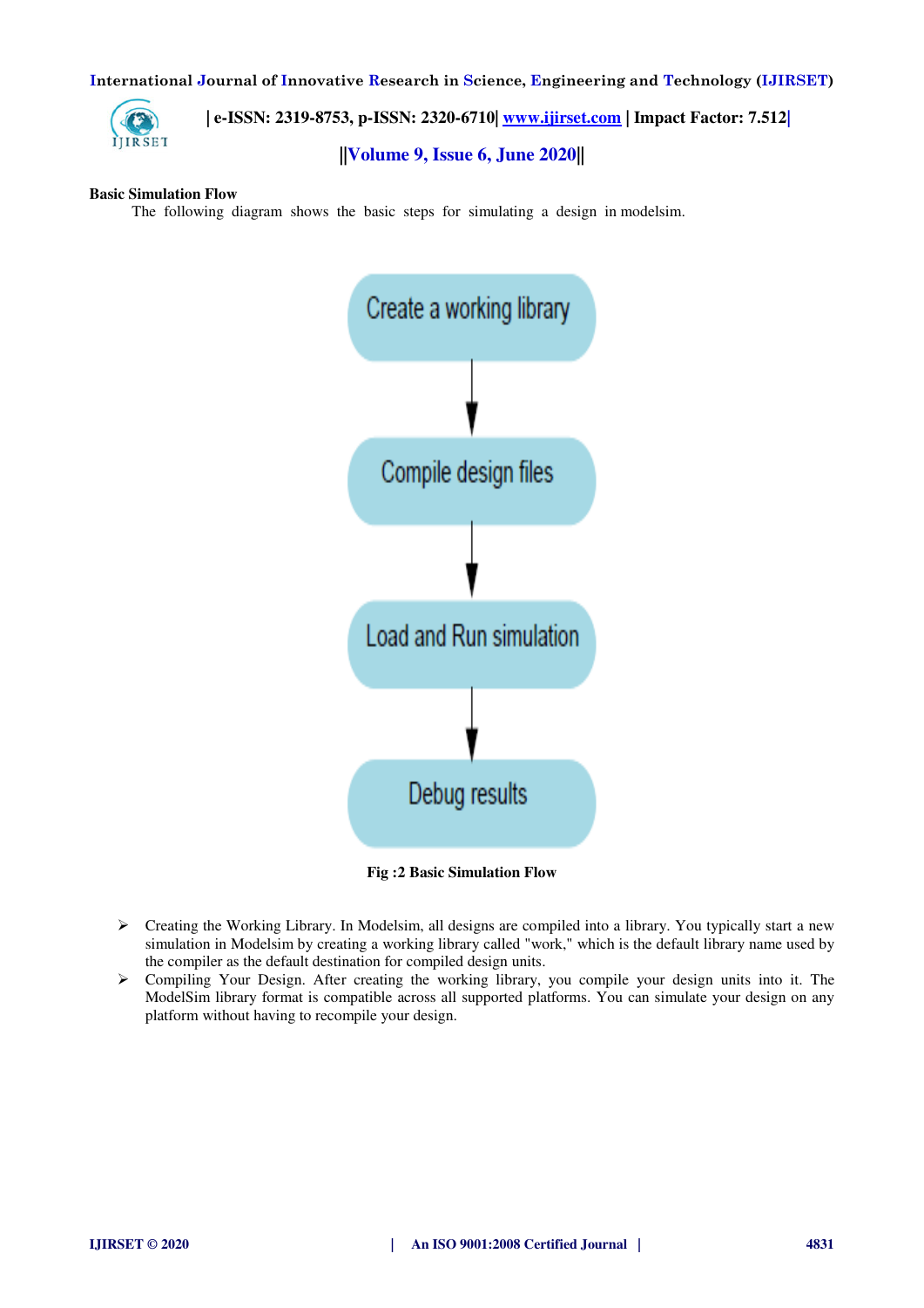**Basic Simulation Flow**

The following diagram shows the basic steps for simulating a design in modelsim.

Create a working library

Compile design files

Load and Run simulation

Debug results

**Fig :2 Basic Simulation Flow**

- Creating the Working Library. In Modelsim, all designs are compiled into a library. You typically start a new simulation in Modelsim by creating a working library called "work," which is the default library name used by the compiler as the default destination for compiled design units.
- Compiling Your Design. After creating the working library, you compile your design units into it. The ModelSim library format is compatible across all supported platforms. You can simulate your design on any platform without having to recompile your design.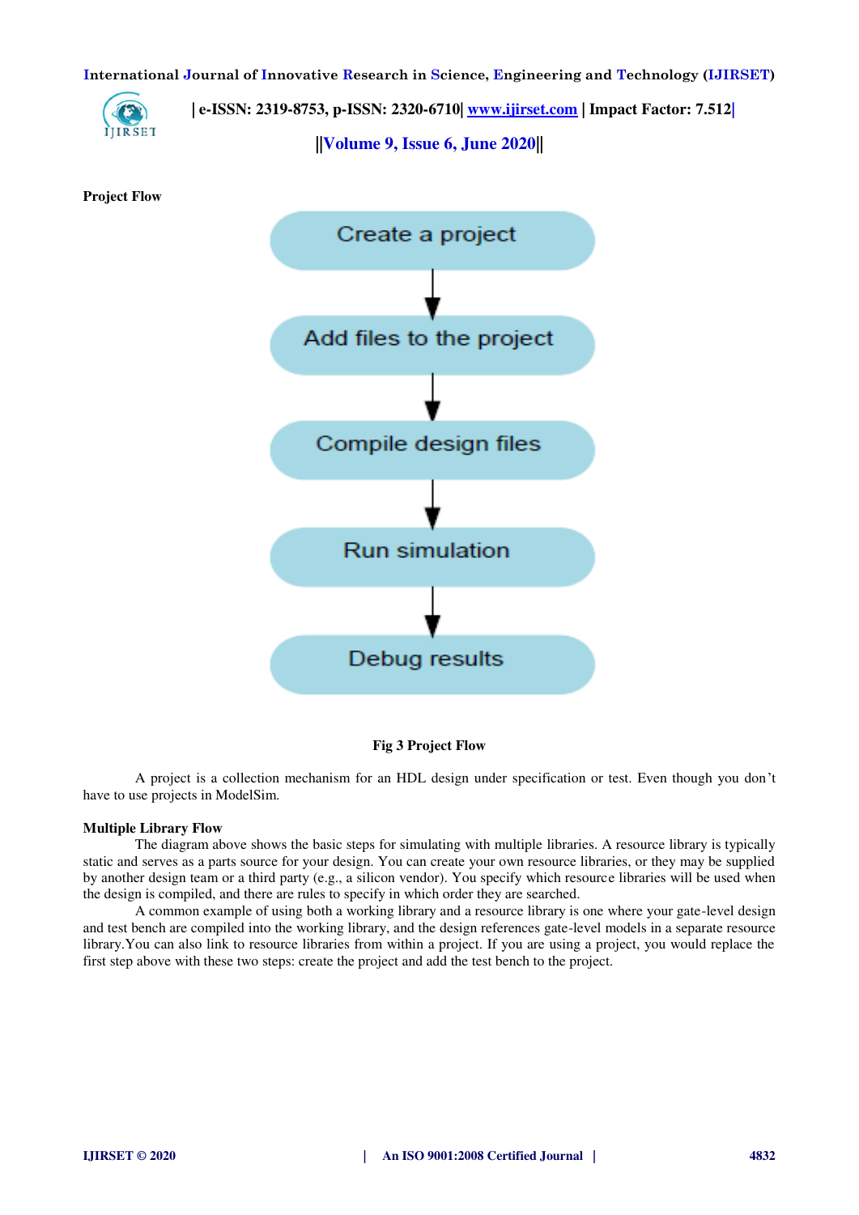**Project Flow**

Create a project

Add files to the project

Compile design files

Run simulation

Debug results

**Fig 3 Project Flow**

A project is a collection mechanism for an HDL design under specification or test. Even though you don't have to use projects in ModelSim.

**Multiple Library Flow**

The diagram above shows the basic steps for simulating with multiple libraries. A resource library is typically static and serves as a parts source for your design. You can create your own resource libraries, or they may be supplied by another design team or a third party (e.g., a silicon vendor). You specify which resource libraries will be used when the design is compiled, and there are rules to specify in which order they are searched.

A common example of using both a working library and a resource library is one where your gate-level design and test bench are compiled into the working library, and the design references gate-level models in a separate resource library.You can also link to resource libraries from within a project. If you are using a project, you would replace the first step above with these two steps: create the project and add the test bench to the project.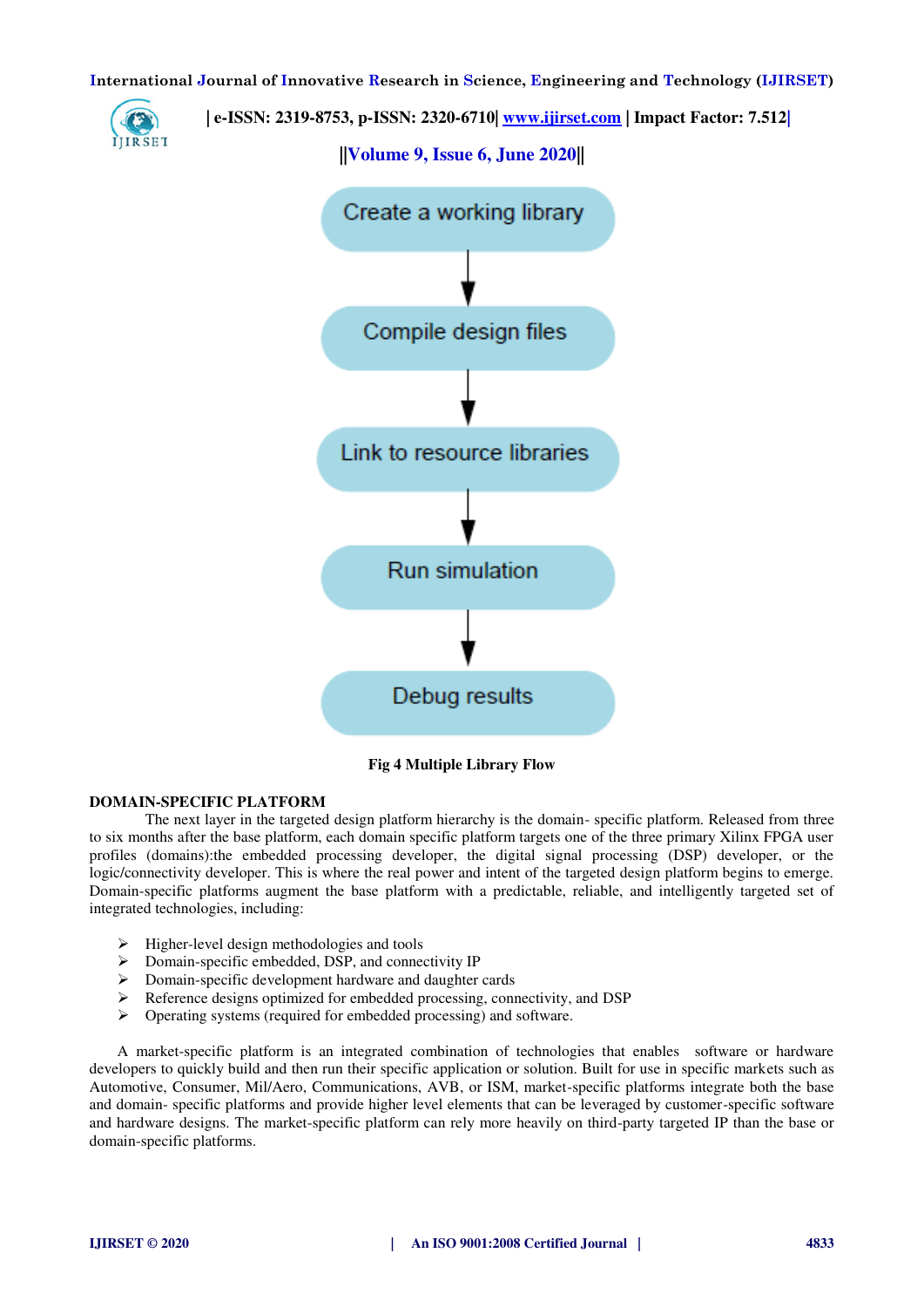Create a working library

↓

Compile design files

↓

Link to resource libraries

↓

Run simulation

↓

Debug results

**Fig 4 Multiple Library Flow**

## DOMAIN-SPECIFIC PLATFORM

The next layer in the targeted design platform hierarchy is the domain- specific platform. Released from three to six months after the base platform, each domain specific platform targets one of the three primary Xilinx FPGA user profiles (domains):the embedded processing developer, the digital signal processing (DSP) developer, or the logic/connectivity developer. This is where the real power and intent of the targeted design platform begins to emerge. Domain-specific platforms augment the base platform with a predictable, reliable, and intelligently targeted set of integrated technologies, including:

- Higher-level design methodologies and tools
- Domain-specific embedded, DSP, and connectivity IP
- Domain-specific development hardware and daughter cards
- Reference designs optimized for embedded processing, connectivity, and DSP
- Operating systems (required for embedded processing) and software.

A market-specific platform is an integrated combination of technologies that enables software or hardware developers to quickly build and then run their specific application or solution. Built for use in specific markets such as Automotive, Consumer, Mil/Aero, Communications, AVB, or ISM, market-specific platforms integrate both the base and domain- specific platforms and provide higher level elements that can be leveraged by customer-specific software and hardware designs. The market-specific platform can rely more heavily on third-party targeted IP than the base or domain-specific platforms.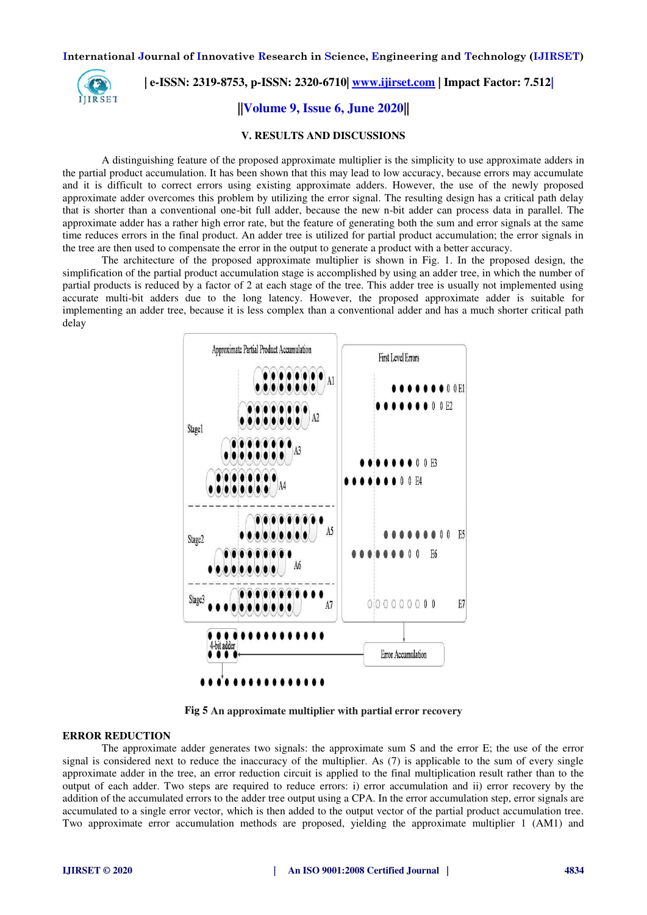## V. RESULTS AND DISCUSSIONS

A distinguishing feature of the proposed approximate multiplier is the simplicity to use approximate adders in the partial product accumulation. It has been shown that this may lead to low accuracy, because errors may accumulate and it is difficult to correct errors using existing approximate adders. However, the use of the newly proposed approximate adder overcomes this problem by utilizing the error signal. The resulting design has a critical path delay that is shorter than a conventional one-bit full adder, because the new n-bit adder can process data in parallel. The approximate adder has a rather high error rate, but the feature of generating both the sum and error signals at the same time reduces errors in the final product. An adder tree is utilized for partial product accumulation; the error signals in the tree are then used to compensate the error in the output to generate a product with a better accuracy.

The architecture of the proposed approximate multiplier is shown in Fig. 1. In the proposed design, the simplification of the partial product accumulation stage is accomplished by using an adder tree, in which the number of partial products is reduced by a factor of 2 at each stage of the tree. This adder tree is usually not implemented using accurate multi-bit adders due to the long latency. However, the proposed approximate adder is suitable for implementing an adder tree, because it is less complex than a conventional adder and has a much shorter critical path delay

**Fig 5 An approximate multiplier with partial error recovery**

### ERROR REDUCTION

The approximate adder generates two signals: the approximate sum S and the error E; the use of the error signal is considered next to reduce the inaccuracy of the multiplier. As (7) is applicable to the sum of every single approximate adder in the tree, an error reduction circuit is applied to the final multiplication result rather than to the output of each adder. Two steps are required to reduce errors: i) error accumulation and ii) error recovery by the addition of the accumulated errors to the adder tree output using a CPA. In the error accumulation step, error signals are accumulated to a single error vector, which is then added to the output vector of the partial product accumulation tree. Two approximate error accumulation methods are proposed, yielding the approximate multiplier 1 (AM1) and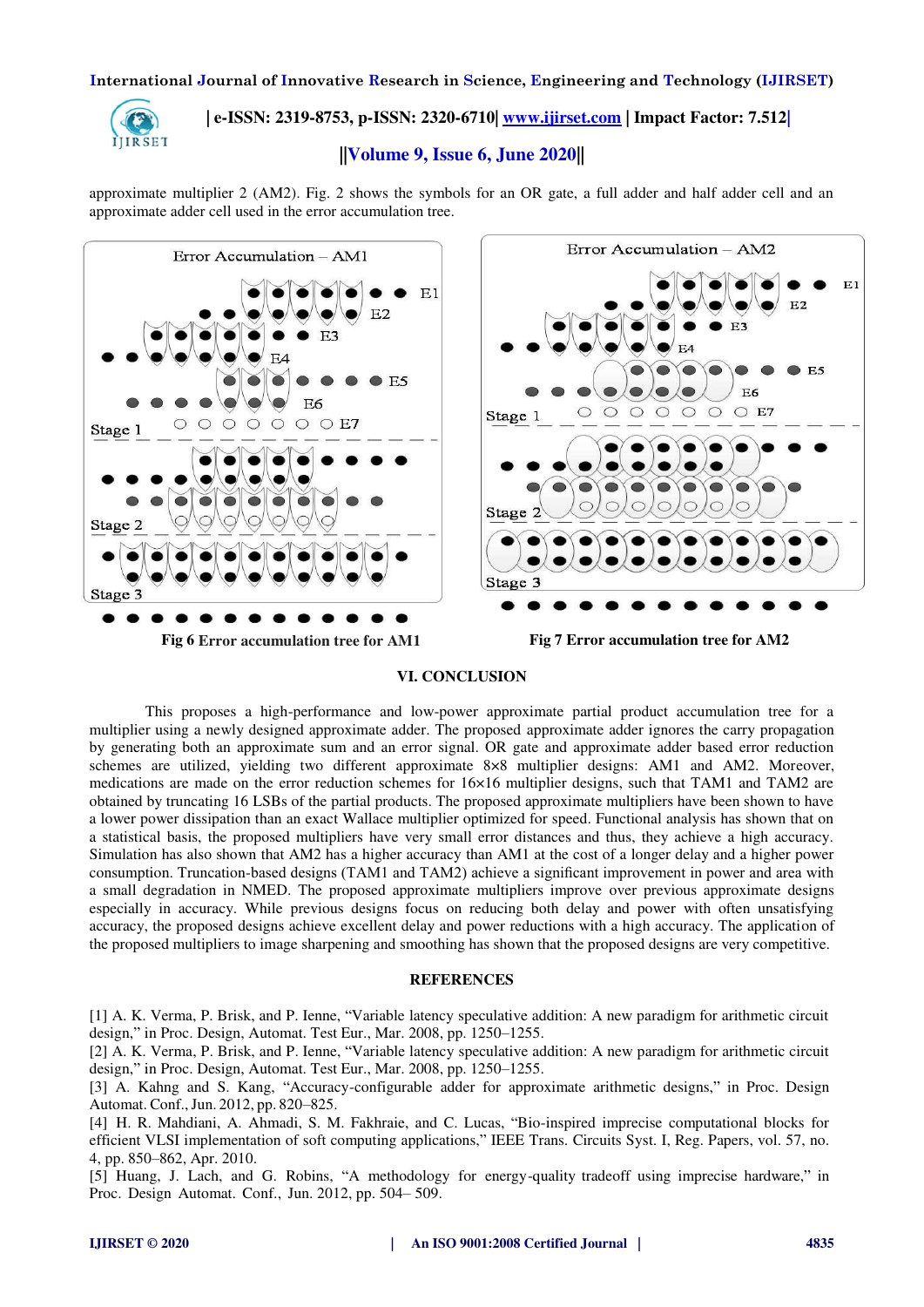approximate multiplier 2 (AM2). Fig. 2 shows the symbols for an OR gate, a full adder and half adder cell and an approximate adder cell used in the error accumulation tree.

Fig 6 Error accumulation tree for AM1

Fig 7 Error accumulation tree for AM2

## VI. CONCLUSION

This proposes a high-performance and low-power approximate partial product accumulation tree for a multiplier using a newly designed approximate adder. The proposed approximate adder ignores the carry propagation by generating both an approximate sum and an error signal. OR gate and approximate adder based error reduction schemes are utilized, yielding two different approximate 8×8 multiplier designs: AM1 and AM2. Moreover, medications are made on the error reduction schemes for 16×16 multiplier designs, such that TAM1 and TAM2 are obtained by truncating 16 LSBs of the partial products. The proposed approximate multipliers have been shown to have a lower power dissipation than an exact Wallace multiplier optimized for speed. Functional analysis has shown that on a statistical basis, the proposed multipliers have very small error distances and thus, they achieve a high accuracy. Simulation has also shown that AM2 has a higher accuracy than AM1 at the cost of a longer delay and a higher power consumption. Truncation-based designs (TAM1 and TAM2) achieve a significant improvement in power and area with a small degradation in NMED. The proposed approximate multipliers improve over previous approximate designs especially in accuracy. While previous designs focus on reducing both delay and power with often unsatisfying accuracy, the proposed designs achieve excellent delay and power reductions with a high accuracy. The application of the proposed multipliers to image sharpening and smoothing has shown that the proposed designs are very competitive.

## REFERENCES

[1] A. K. Verma, P. Brisk, and P. Ienne, "Variable latency speculative addition: A new paradigm for arithmetic circuit design," in Proc. Design, Automat. Test Eur., Mar. 2008, pp. 1250–1255.

[2] A. K. Verma, P. Brisk, and P. Ienne, "Variable latency speculative addition: A new paradigm for arithmetic circuit design," in Proc. Design, Automat. Test Eur., Mar. 2008, pp. 1250–1255.

[3] A. Kahng and S. Kang, "Accuracy-configurable adder for approximate arithmetic designs," in Proc. Design Automat. Conf., Jun. 2012, pp. 820–825.

[4] H. R. Mahdiani, A. Ahmadi, S. M. Fakhraie, and C. Lucas, "Bio-inspired imprecise computational blocks for efficient VLSI implementation of soft computing applications," IEEE Trans. Circuits Syst. I, Reg. Papers, vol. 57, no. 4, pp. 850–862, Apr. 2010.

[5] Huang, J. Lach, and G. Robins, "A methodology for energy-quality tradeoff using imprecise hardware," in Proc. Design Automat. Conf., Jun. 2012, pp. 504– 509.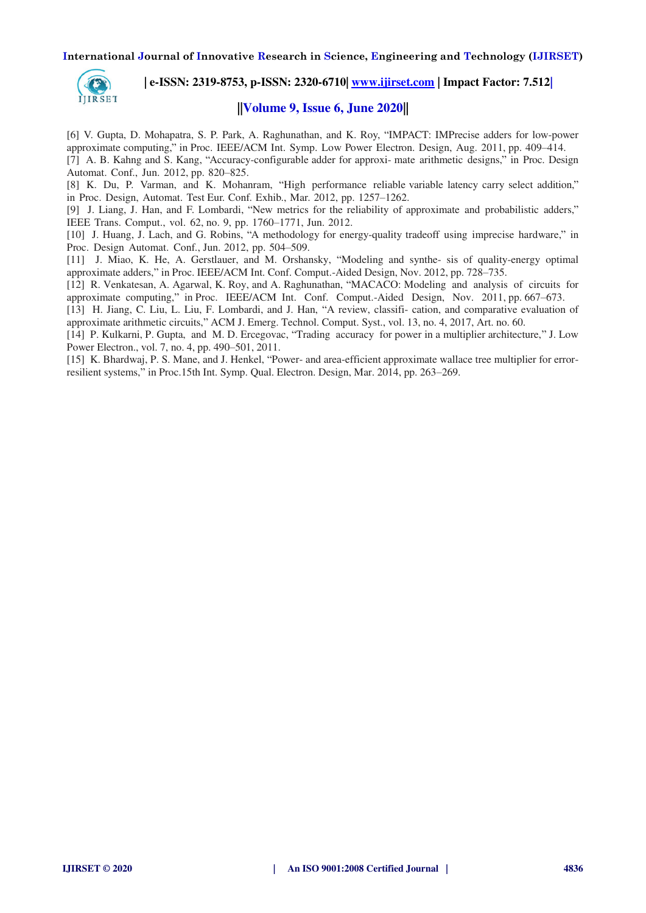[6] V. Gupta, D. Mohapatra, S. P. Park, A. Raghunathan, and K. Roy, "IMPACT: IMPrecise adders for low-power approximate computing," in Proc. IEEE/ACM Int. Symp. Low Power Electron. Design, Aug. 2011, pp. 409–414.

[7] A. B. Kahng and S. Kang, "Accuracy-configurable adder for approxi- mate arithmetic designs," in Proc. Design Automat. Conf., Jun. 2012, pp. 820–825.

[8] K. Du, P. Varman, and K. Mohanram, "High performance reliable variable latency carry select addition," in Proc. Design, Automat. Test Eur. Conf. Exhib., Mar. 2012, pp. 1257–1262.

[9] J. Liang, J. Han, and F. Lombardi, "New metrics for the reliability of approximate and probabilistic adders," IEEE Trans. Comput., vol. 62, no. 9, pp. 1760–1771, Jun. 2012.

[10] J. Huang, J. Lach, and G. Robins, "A methodology for energy-quality tradeoff using imprecise hardware," in Proc. Design Automat. Conf., Jun. 2012, pp. 504–509.

[11] J. Miao, K. He, A. Gerstlauer, and M. Orshansky, "Modeling and synthe- sis of quality-energy optimal approximate adders," in Proc. IEEE/ACM Int. Conf. Comput.-Aided Design, Nov. 2012, pp. 728–735.

[12] R. Venkatesan, A. Agarwal, K. Roy, and A. Raghunathan, "MACACO: Modeling and analysis of circuits for approximate computing," in Proc. IEEE/ACM Int. Conf. Comput.-Aided Design, Nov. 2011, pp. 667–673.

[13] H. Jiang, C. Liu, L. Liu, F. Lombardi, and J. Han, "A review, classifi- cation, and comparative evaluation of approximate arithmetic circuits," ACM J. Emerg. Technol. Comput. Syst., vol. 13, no. 4, 2017, Art. no. 60.

[14] P. Kulkarni, P. Gupta, and M. D. Ercegovac, "Trading accuracy for power in a multiplier architecture," J. Low Power Electron., vol. 7, no. 4, pp. 490–501, 2011.

[15] K. Bhardwaj, P. S. Mane, and J. Henkel, "Power- and area-efficient approximate wallace tree multiplier for error-resilient systems," in Proc.15th Int. Symp. Qual. Electron. Design, Mar. 2014, pp. 263–269.